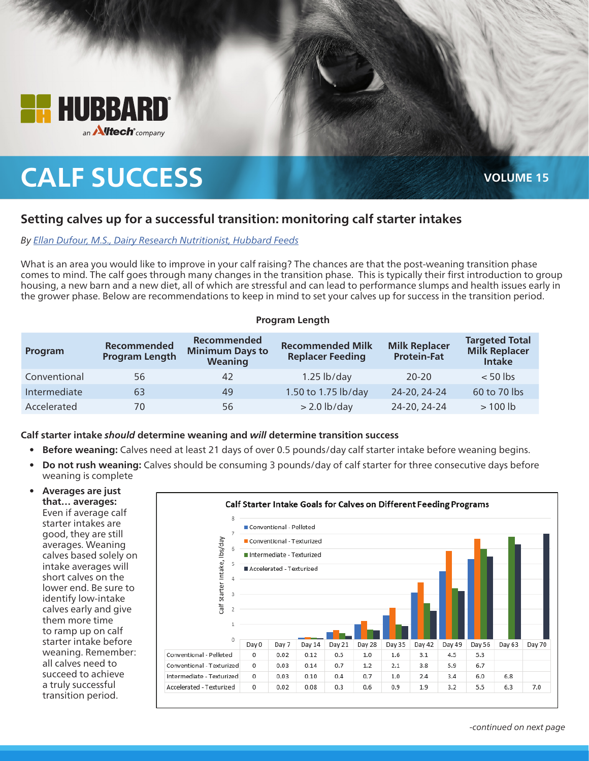HUBBARD — an Alltech company

# CALF SUCCESS

VOLUME 15

## Setting calves up for a successful transition: monitoring calf starter intakes

*By Ellan Dufour, M.S., Dairy Research Nutritionist, Hubbard Feeds*

What is an area you would like to improve in your calf raising? The chances are that the post-weaning transition phase comes to mind. The calf goes through many changes in the transition phase. This is typically their first introduction to group housing, a new barn and a new diet, all of which are stressful and can lead to performance slumps and health issues early in the grower phase. Below are recommendations to keep in mind to set your calves up for success in the transition period.

**Program Length**

| Program | Recommended Program Length | Recommended Minimum Days to Weaning | Recommended Milk Replacer Feeding | Milk Replacer Protein-Fat | Targeted Total Milk Replacer Intake |
|---|---|---|---|---|---|
| Conventional | 56 | 42 | 1.25 lb/day | 20-20 | < 50 lbs |
| Intermediate | 63 | 49 | 1.50 to 1.75 lb/day | 24-20, 24-24 | 60 to 70 lbs |
| Accelerated | 70 | 56 | > 2.0 lb/day | 24-20, 24-24 | > 100 lb |

**Calf starter intake *should* determine weaning and *will* determine transition success**

- **Before weaning:** Calves need at least 21 days of over 0.5 pounds/day calf starter intake before weaning begins.
- **Do not rush weaning:** Calves should be consuming 3 pounds/day of calf starter for three consecutive days before weaning is complete
- **Averages are just that… averages:** Even if average calf starter intakes are good, they are still averages. Weaning calves based solely on intake averages will short calves on the lower end. Be sure to identify low-intake calves early and give them more time to ramp up on calf starter intake before weaning. Remember: all calves need to succeed to achieve a truly successful transition period.

**Calf Starter Intake Goals for Calves on Different Feeding Programs** (Calf Starter Intake, lbs/day)

| | Day 0 | Day 7 | Day 14 | Day 21 | Day 28 | Day 35 | Day 42 | Day 49 | Day 56 | Day 63 | Day 70 |
|---|---|---|---|---|---|---|---|---|---|---|---|
| Conventional - Pelleted | 0 | 0.02 | 0.12 | 0.5 | 1.0 | 1.6 | 3.1 | 4.5 | 5.3 | | |
| Conventional - Texturized | 0 | 0.03 | 0.14 | 0.7 | 1.2 | 2.1 | 3.8 | 5.9 | 6.7 | | |
| Intermediate - Texturized | 0 | 0.03 | 0.10 | 0.4 | 0.7 | 1.0 | 2.4 | 3.4 | 6.0 | 6.8 | |
| Accelerated - Texturized | 0 | 0.02 | 0.08 | 0.3 | 0.6 | 0.9 | 1.9 | 3.2 | 5.5 | 6.3 | 7.0 |

*-continued on next page*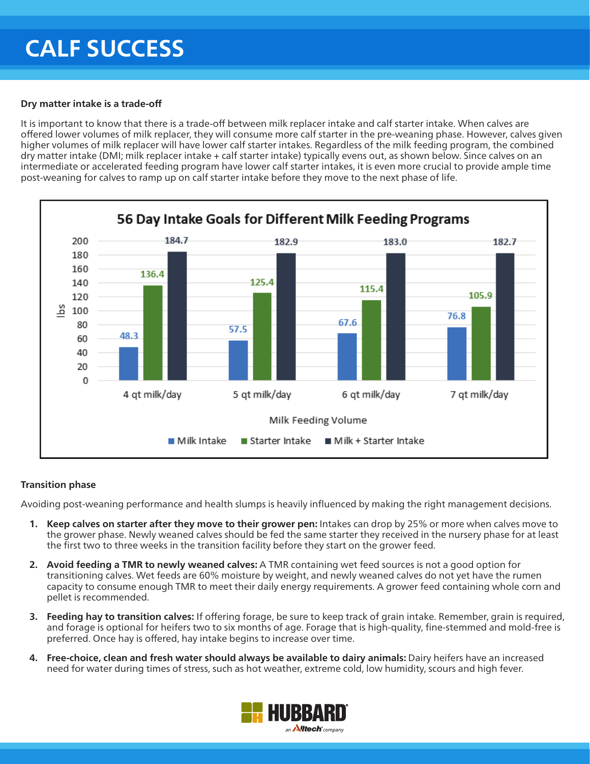# CALF SUCCESS

**Dry matter intake is a trade-off**

It is important to know that there is a trade-off between milk replacer intake and calf starter intake. When calves are offered lower volumes of milk replacer, they will consume more calf starter in the pre-weaning phase. However, calves given higher volumes of milk replacer will have lower calf starter intakes. Regardless of the milk feeding program, the combined dry matter intake (DMI; milk replacer intake + calf starter intake) typically evens out, as shown below. Since calves on an intermediate or accelerated feeding program have lower calf starter intakes, it is even more crucial to provide ample time post-weaning for calves to ramp up on calf starter intake before they move to the next phase of life.

56 Day Intake Goals for Different Milk Feeding Programs

lbs

200
180
160
140
120
100
80
60
40
20
0

4 qt milk/day: 48.3, 136.4, 184.7
5 qt milk/day: 57.5, 125.4, 182.9
6 qt milk/day: 67.6, 115.4, 183.0
7 qt milk/day: 76.8, 105.9, 182.7

Milk Feeding Volume

Milk Intake
Starter Intake
Milk + Starter Intake

**Transition phase**

Avoiding post-weaning performance and health slumps is heavily influenced by making the right management decisions.

1. **Keep calves on starter after they move to their grower pen:** Intakes can drop by 25% or more when calves move to the grower phase. Newly weaned calves should be fed the same starter they received in the nursery phase for at least the first two to three weeks in the transition facility before they start on the grower feed.
2. **Avoid feeding a TMR to newly weaned calves:** A TMR containing wet feed sources is not a good option for transitioning calves. Wet feeds are 60% moisture by weight, and newly weaned calves do not yet have the rumen capacity to consume enough TMR to meet their daily energy requirements. A grower feed containing whole corn and pellet is recommended.
3. **Feeding hay to transition calves:** If offering forage, be sure to keep track of grain intake. Remember, grain is required, and forage is optional for heifers two to six months of age. Forage that is high-quality, fine-stemmed and mold-free is preferred. Once hay is offered, hay intake begins to increase over time.
4. **Free-choice, clean and fresh water should always be available to dairy animals:** Dairy heifers have an increased need for water during times of stress, such as hot weather, extreme cold, low humidity, scours and high fever.

HUBBARD
an Alltech company